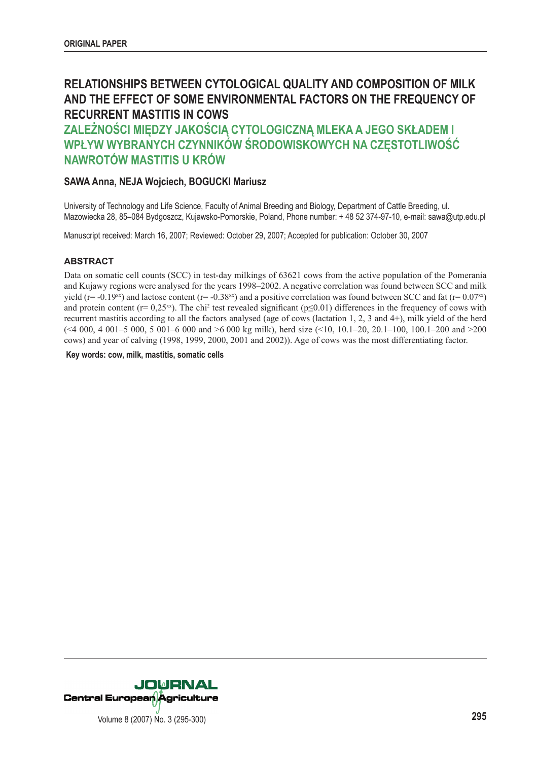ORIGINAL PAPER

# RELATIONSHIPS BETWEEN CYTOLOGICAL QUALITY AND COMPOSITION OF MILK AND THE EFFECT OF SOME ENVIRONMENTAL FACTORS ON THE FREQUENCY OF RECURRENT MASTITIS IN COWS

# ZALEŻNOŚCI MIĘDZY JAKOŚCIĄ CYTOLOGICZNĄ MLEKA A JEGO SKŁADEM I WPŁYW WYBRANYCH CZYNNIKÓW ŚRODOWISKOWYCH NA CZĘSTOTLIWOŚĆ NAWROTÓW MASTITIS U KRÓW

**SAWA Anna, NEJA Wojciech, BOGUCKI Mariusz**

University of Technology and Life Science, Faculty of Animal Breeding and Biology, Department of Cattle Breeding, ul. Mazowiecka 28, 85–084 Bydgoszcz, Kujawsko-Pomorskie, Poland, Phone number: + 48 52 374-97-10, e-mail: sawa@utp.edu.pl

Manuscript received: March 16, 2007; Reviewed: October 29, 2007; Accepted for publication: October 30, 2007

## ABSTRACT

Data on somatic cell counts (SCC) in test-day milkings of 63621 cows from the active population of the Pomerania and Kujawy regions were analysed for the years 1998–2002. A negative correlation was found between SCC and milk yield ($r = -0.19^{xx}$) and lactose content ($r = -0.38^{xx}$) and a positive correlation was found between SCC and fat ($r = 0.07^{xx}$) and protein content ($r = 0{,}25^{xx}$). The $chi^2$ test revealed significant ($p \leq 0.01$) differences in the frequency of cows with recurrent mastitis according to all the factors analysed (age of cows (lactation 1, 2, 3 and 4+), milk yield of the herd (<4 000, 4 001–5 000, 5 001–6 000 and >6 000 kg milk), herd size (<10, 10.1–20, 20.1–100, 100.1–200 and >200 cows) and year of calving (1998, 1999, 2000, 2001 and 2002)). Age of cows was the most differentiating factor.

**Key words: cow, milk, mastitis, somatic cells**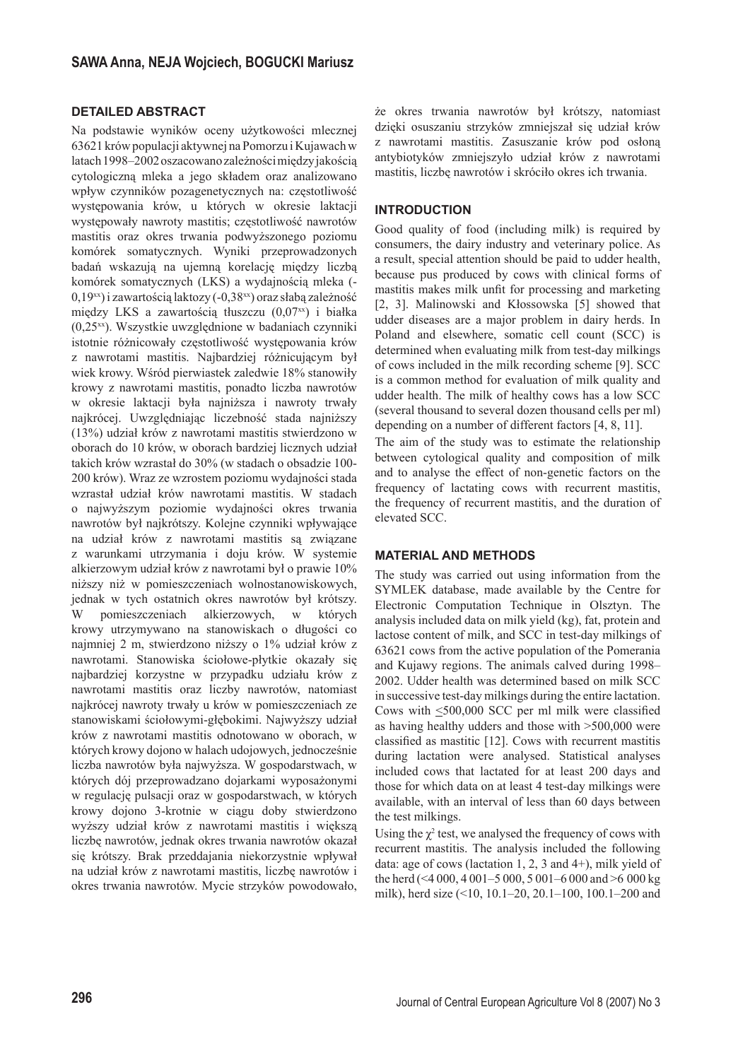## DETAILED ABSTRACT

Na podstawie wyników oceny użytkowości mlecznej 63621 krów populacji aktywnej na Pomorzu i Kujawach w latach 1998–2002 oszacowano zależności między jakością cytologiczną mleka a jego składem oraz analizowano wpływ czynników pozagenetycznych na: częstotliwość występowania krów, u których w okresie laktacji występowały nawroty mastitis; częstotliwość nawrotów mastitis oraz okres trwania podwyższonego poziomu komórek somatycznych. Wyniki przeprowadzonych badań wskazują na ujemną korelację między liczbą komórek somatycznych (LKS) a wydajnością mleka (-0,19[xx]) i zawartością laktozy (-0,38[xx]) oraz słabą zależność między LKS a zawartością tłuszczu (0,07[xx]) i białka (0,25[xx]). Wszystkie uwzględnione w badaniach czynniki istotnie różnicowały częstotliwość występowania krów z nawrotami mastitis. Najbardziej różnicującym był wiek krowy. Wśród pierwiastek zaledwie 18% stanowiły krowy z nawrotami mastitis, ponadto liczba nawrotów w okresie laktacji była najniższa i nawroty trwały najkrócej. Uwzględniając liczebność stada najniższy (13%) udział krów z nawrotami mastitis stwierdzono w oborach do 10 krów, w oborach bardziej licznych udział takich krów wzrastał do 30% (w stadach o obsadzie 100-200 krów). Wraz ze wzrostem poziomu wydajności stada wzrastał udział krów nawrotami mastitis. W stadach o najwyższym poziomie wydajności okres trwania nawrotów był najkrótszy. Kolejne czynniki wpływające na udział krów z nawrotami mastitis są związane z warunkami utrzymania i doju krów. W systemie alkierzowym udział krów z nawrotami był o prawie 10% niższy niż w pomieszczeniach wolnostanowiskowych, jednak w tych ostatnich okres nawrotów był krótszy. W pomieszczeniach alkierzowych, w których krowy utrzymywano na stanowiskach o długości co najmniej 2 m, stwierdzono niższy o 1% udział krów z nawrotami. Stanowiska ściołowe-płytkie okazały się najbardziej korzystne w przypadku udziału krów z nawrotami mastitis oraz liczby nawrotów, natomiast najkrócej nawroty trwały u krów w pomieszczeniach ze stanowiskami ściołowymi-głębokimi. Najwyższy udział krów z nawrotami mastitis odnotowano w oborach, w których krowy dojono w halach udojowych, jednocześnie liczba nawrotów była najwyższa. W gospodarstwach, w których dój przeprowadzano dojarkami wyposażonymi w regulację pulsacji oraz w gospodarstwach, w których krowy dojono 3-krotnie w ciągu doby stwierdzono wyższy udział krów z nawrotami mastitis i większą liczbę nawrotów, jednak okres trwania nawrotów okazał się krótszy. Brak przeddajania niekorzystnie wpływał na udział krów z nawrotami mastitis, liczbę nawrotów i okres trwania nawrotów. Mycie strzyków powodowało, że okres trwania nawrotów był krótszy, natomiast dzięki osuszaniu strzyków zmniejszał się udział krów z nawrotami mastitis. Zasuszanie krów pod osłoną antybiotyków zmniejszyło udział krów z nawrotami mastitis, liczbę nawrotów i skróciło okres ich trwania.

## INTRODUCTION

Good quality of food (including milk) is required by consumers, the dairy industry and veterinary police. As a result, special attention should be paid to udder health, because pus produced by cows with clinical forms of mastitis makes milk unfit for processing and marketing [2, 3]. Malinowski and Kłossowska [5] showed that udder diseases are a major problem in dairy herds. In Poland and elsewhere, somatic cell count (SCC) is determined when evaluating milk from test-day milkings of cows included in the milk recording scheme [9]. SCC is a common method for evaluation of milk quality and udder health. The milk of healthy cows has a low SCC (several thousand to several dozen thousand cells per ml) depending on a number of different factors [4, 8, 11].

The aim of the study was to estimate the relationship between cytological quality and composition of milk and to analyse the effect of non-genetic factors on the frequency of lactating cows with recurrent mastitis, the frequency of recurrent mastitis, and the duration of elevated SCC.

## MATERIAL AND METHODS

The study was carried out using information from the SYMLEK database, made available by the Centre for Electronic Computation Technique in Olsztyn. The analysis included data on milk yield (kg), fat, protein and lactose content of milk, and SCC in test-day milkings of 63621 cows from the active population of the Pomerania and Kujawy regions. The animals calved during 1998–2002. Udder health was determined based on milk SCC in successive test-day milkings during the entire lactation. Cows with ≤500,000 SCC per ml milk were classified as having healthy udders and those with >500,000 were classified as mastitic [12]. Cows with recurrent mastitis during lactation were analysed. Statistical analyses included cows that lactated for at least 200 days and those for which data on at least 4 test-day milkings were available, with an interval of less than 60 days between the test milkings.

Using the $\chi^2$ test, we analysed the frequency of cows with recurrent mastitis. The analysis included the following data: age of cows (lactation 1, 2, 3 and 4+), milk yield of the herd (<4 000, 4 001–5 000, 5 001–6 000 and >6 000 kg milk), herd size (<10, 10.1–20, 20.1–100, 100.1–200 and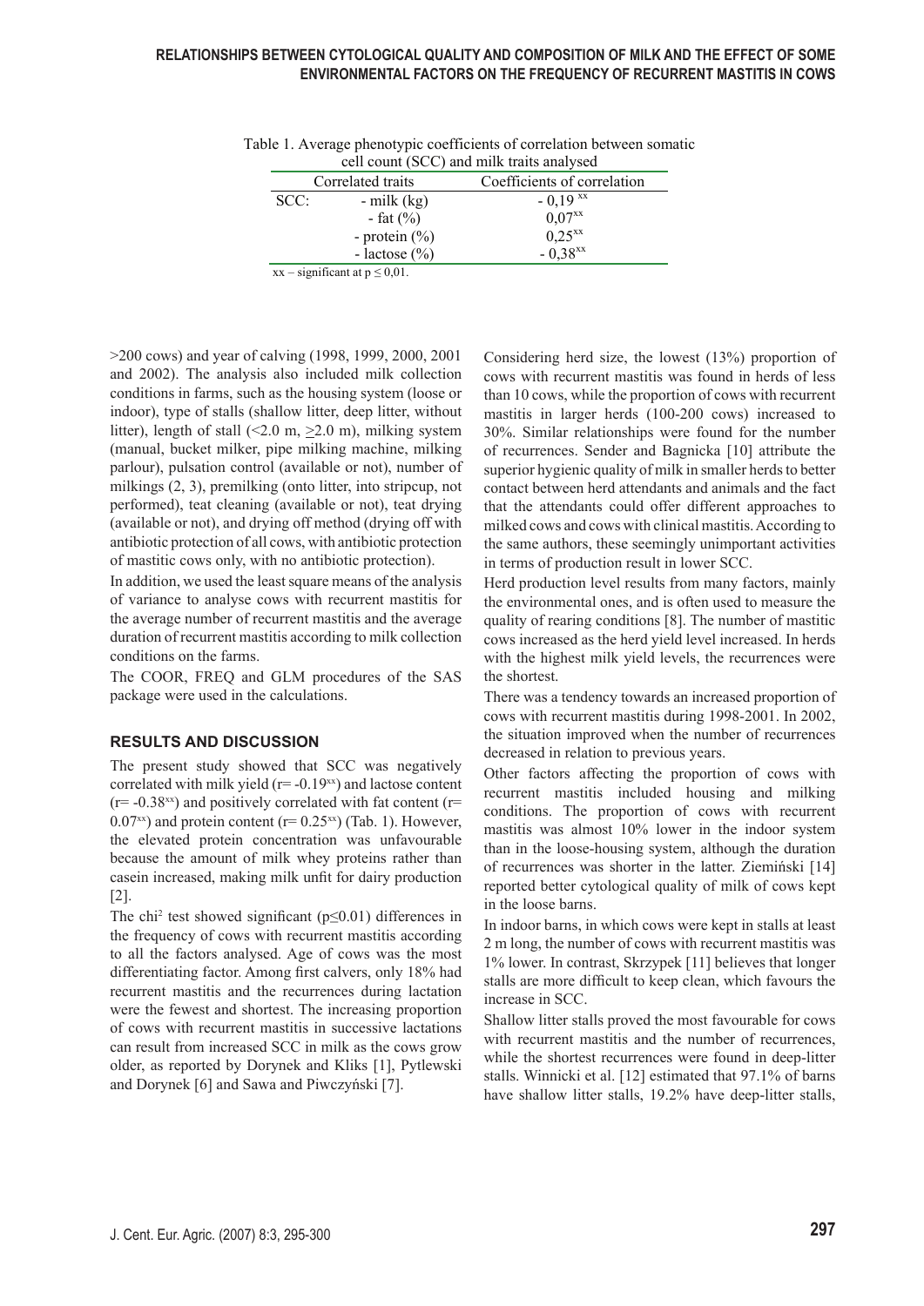Table 1. Average phenotypic coefficients of correlation between somatic cell count (SCC) and milk traits analysed

| Correlated traits | | Coefficients of correlation |
|---|---|---|
| SCC: | - milk (kg) | $-0{,}19^{xx}$ |
| | - fat (%) | $0{,}07^{xx}$ |
| | - protein (%) | $0{,}25^{xx}$ |
| | - lactose (%) | $-0{,}38^{xx}$ |

xx – significant at $p \leq 0{,}01$.

>200 cows) and year of calving (1998, 1999, 2000, 2001 and 2002). The analysis also included milk collection conditions in farms, such as the housing system (loose or indoor), type of stalls (shallow litter, deep litter, without litter), length of stall (<2.0 m, ≥2.0 m), milking system (manual, bucket milker, pipe milking machine, milking parlour), pulsation control (available or not), number of milkings (2, 3), premilking (onto litter, into stripcup, not performed), teat cleaning (available or not), teat drying (available or not), and drying off method (drying off with antibiotic protection of all cows, with antibiotic protection of mastitic cows only, with no antibiotic protection).

In addition, we used the least square means of the analysis of variance to analyse cows with recurrent mastitis for the average number of recurrent mastitis and the average duration of recurrent mastitis according to milk collection conditions on the farms.

The COOR, FREQ and GLM procedures of the SAS package were used in the calculations.

## RESULTS AND DISCUSSION

The present study showed that SCC was negatively correlated with milk yield ($r = -0.19^{xx}$) and lactose content ($r = -0.38^{xx}$) and positively correlated with fat content ($r = 0.07^{xx}$) and protein content ($r = 0.25^{xx}$) (Tab. 1). However, the elevated protein concentration was unfavourable because the amount of milk whey proteins rather than casein increased, making milk unfit for dairy production [2].

The $chi^2$ test showed significant ($p \leq 0.01$) differences in the frequency of cows with recurrent mastitis according to all the factors analysed. Age of cows was the most differentiating factor. Among first calvers, only 18% had recurrent mastitis and the recurrences during lactation were the fewest and shortest. The increasing proportion of cows with recurrent mastitis in successive lactations can result from increased SCC in milk as the cows grow older, as reported by Dorynek and Kliks [1], Pytlewski and Dorynek [6] and Sawa and Piwczyński [7].

Considering herd size, the lowest (13%) proportion of cows with recurrent mastitis was found in herds of less than 10 cows, while the proportion of cows with recurrent mastitis in larger herds (100-200 cows) increased to 30%. Similar relationships were found for the number of recurrences. Sender and Bagnicka [10] attribute the superior hygienic quality of milk in smaller herds to better contact between herd attendants and animals and the fact that the attendants could offer different approaches to milked cows and cows with clinical mastitis. According to the same authors, these seemingly unimportant activities in terms of production result in lower SCC.

Herd production level results from many factors, mainly the environmental ones, and is often used to measure the quality of rearing conditions [8]. The number of mastitic cows increased as the herd yield level increased. In herds with the highest milk yield levels, the recurrences were the shortest.

There was a tendency towards an increased proportion of cows with recurrent mastitis during 1998-2001. In 2002, the situation improved when the number of recurrences decreased in relation to previous years.

Other factors affecting the proportion of cows with recurrent mastitis included housing and milking conditions. The proportion of cows with recurrent mastitis was almost 10% lower in the indoor system than in the loose-housing system, although the duration of recurrences was shorter in the latter. Ziemiński [14] reported better cytological quality of milk of cows kept in the loose barns.

In indoor barns, in which cows were kept in stalls at least 2 m long, the number of cows with recurrent mastitis was 1% lower. In contrast, Skrzypek [11] believes that longer stalls are more difficult to keep clean, which favours the increase in SCC.

Shallow litter stalls proved the most favourable for cows with recurrent mastitis and the number of recurrences, while the shortest recurrences were found in deep-litter stalls. Winnicki et al. [12] estimated that 97.1% of barns have shallow litter stalls, 19.2% have deep-litter stalls,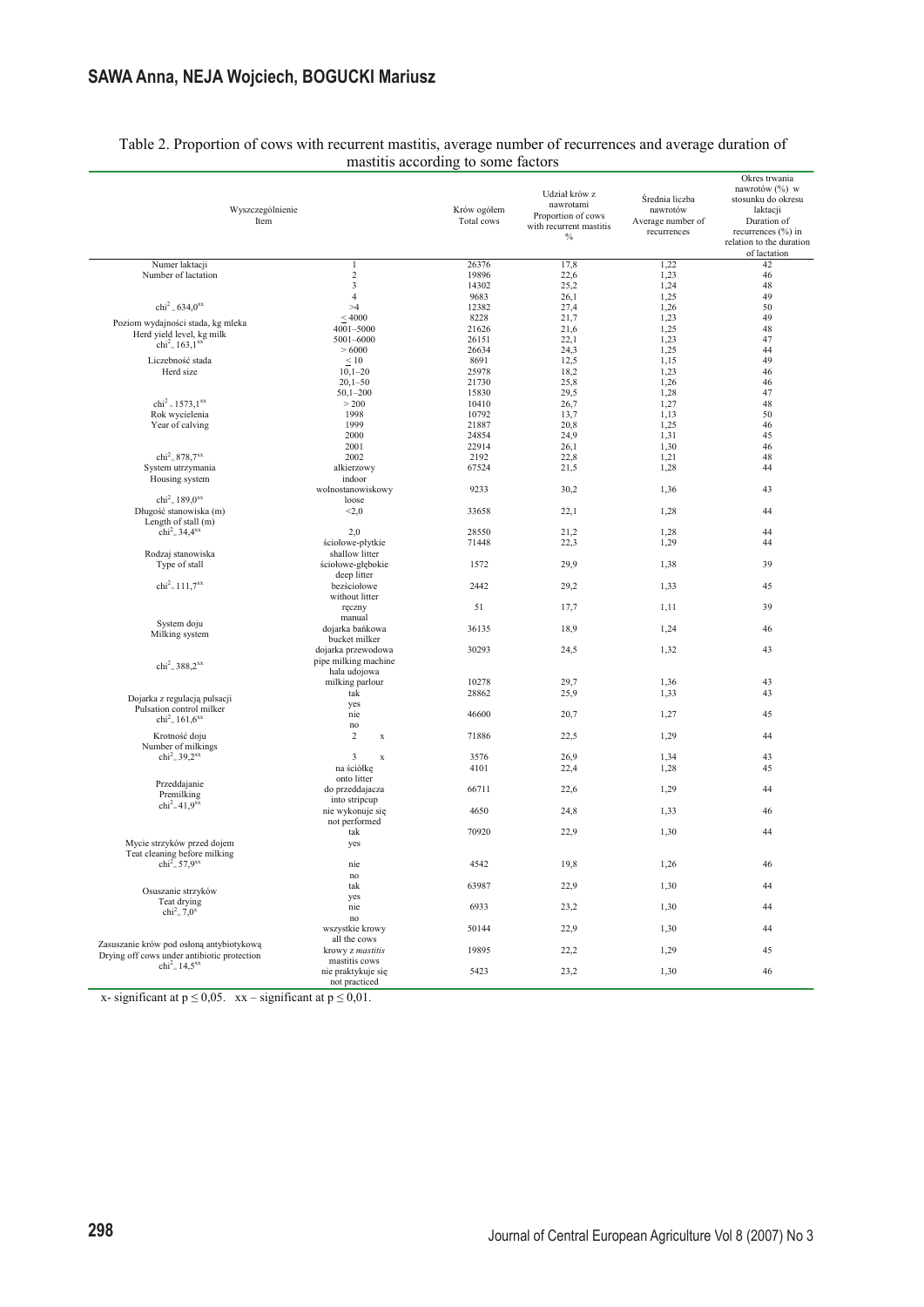Table 2. Proportion of cows with recurrent mastitis, average number of recurrences and average duration of mastitis according to some factors

| Wyszczególnienie Item | | Krów ogółem Total cows | Udział krów z nawrotami Proportion of cows with recurrent mastitis % | Średnia liczba nawrotów Average number of recurrences | Okres trwania nawrotów (%) w stosunku do okresu laktacji Duration of recurrences (%) in relation to the duration of lactation |
|---|---|---|---|---|---|
| Numer laktacji Number of lactation | 1 | 26376 | 17,8 | 1,22 | 42 |
| | 2 | 19896 | 22,6 | 1,23 | 46 |
| | 3 | 14302 | 25,2 | 1,24 | 48 |
| | 4 | 9683 | 26,1 | 1,25 | 49 |
| $chi^2 = 634,0^{xx}$ | >4 | 12382 | 27,4 | 1,26 | 50 |
| Poziom wydajności stada, kg mleka Herd yield level, kg milk | ≤ 4000 | 8228 | 21,7 | 1,23 | 49 |
| | 4001–5000 | 21626 | 21,6 | 1,25 | 48 |
| $chi^2 = 163,1^{xx}$ | 5001–6000 | 26151 | 22,1 | 1,23 | 47 |
| | > 6000 | 26634 | 24,3 | 1,25 | 44 |
| Liczebność stada Herd size | ≤ 10 | 8691 | 12,5 | 1,15 | 49 |
| | 10,1–20 | 25978 | 18,2 | 1,23 | 46 |
| | 20,1–50 | 21730 | 25,8 | 1,26 | 46 |
| | 50,1–200 | 15830 | 29,5 | 1,28 | 47 |
| $chi^2 = 1573,1^{xx}$ | > 200 | 10410 | 26,7 | 1,27 | 48 |
| Rok wycielenia Year of calving | 1998 | 10792 | 13,7 | 1,13 | 50 |
| | 1999 | 21887 | 20,8 | 1,25 | 46 |
| | 2000 | 24854 | 24,9 | 1,31 | 45 |
| | 2001 | 22914 | 26,1 | 1,30 | 46 |
| $chi^2 = 878,7^{xx}$ | 2002 | 2192 | 22,8 | 1,21 | 48 |
| System utrzymania Housing system | alkierzowy indoor | 67524 | 21,5 | 1,28 | 44 |
| $chi^2 = 189,0^{xx}$ | wolnostanowiskowy loose | 9233 | 30,2 | 1,36 | 43 |
| Długość stanowiska (m) Length of stall (m) | <2,0 | 33658 | 22,1 | 1,28 | 44 |
| $chi^2 = 34,4^{xx}$ | 2,0 | 28550 | 21,2 | 1,28 | 44 |
| Rodzaj stanowiska Type of stall | ściołowe-płytkie shallow litter | 71448 | 22,3 | 1,29 | 44 |
| | ściołowe-głębokie deep litter | 1572 | 29,9 | 1,38 | 39 |
| $chi^2 = 111,7^{xx}$ | bezściołowe without litter | 2442 | 29,2 | 1,33 | 45 |
| System doju Milking system | ręczny manual | 51 | 17,7 | 1,11 | 39 |
| | dojarka bańkowa bucket milker | 36135 | 18,9 | 1,24 | 46 |
| $chi^2 = 388,2^{xx}$ | dojarka przewodowa pipe milking machine | 30293 | 24,5 | 1,32 | 43 |
| | hala udojowa milking parlour | 10278 | 29,7 | 1,36 | 43 |
| Dojarka z regulacją pulsacji Pulsation control milker | tak yes | 28862 | 25,9 | 1,33 | 43 |
| $chi^2 = 161,6^{xx}$ | nie no | 46600 | 20,7 | 1,27 | 45 |
| Krotność doju Number of milkings | 2 x | 71886 | 22,5 | 1,29 | 44 |
| $chi^2 = 39,2^{xx}$ | 3 x | 3576 | 26,9 | 1,34 | 43 |
| Przeddajanie Premilking | na ściółkę onto litter | 4101 | 22,4 | 1,28 | 45 |
| $chi^2 = 41,9^{xx}$ | do przeddajacza into stripcup | 66711 | 22,6 | 1,29 | 44 |
| | nie wykonuje się not performed | 4650 | 24,8 | 1,33 | 46 |
| Mycie strzyków przed dojem Teat cleaning before milking | tak yes | 70920 | 22,9 | 1,30 | 44 |
| $chi^2 = 57,9^{xx}$ | nie no | 4542 | 19,8 | 1,26 | 46 |
| Osuszanie strzyków Teat drying | tak yes | 63987 | 22,9 | 1,30 | 44 |
| $chi^2 = 7,0^{x}$ | nie no | 6933 | 23,2 | 1,30 | 44 |
| Zasuszanie krów pod osłoną antybiotykową Drying off cows under antibiotic protection | wszystkie krowy all the cows | 50144 | 22,9 | 1,30 | 44 |
| $chi^2 = 14,5^{xx}$ | krowy z *mastitis* mastitis cows | 19895 | 22,2 | 1,29 | 45 |
| | nie praktykuje się not practiced | 5423 | 23,2 | 1,30 | 46 |

x- significant at $p \leq 0,05$. xx – significant at $p \leq 0,01$.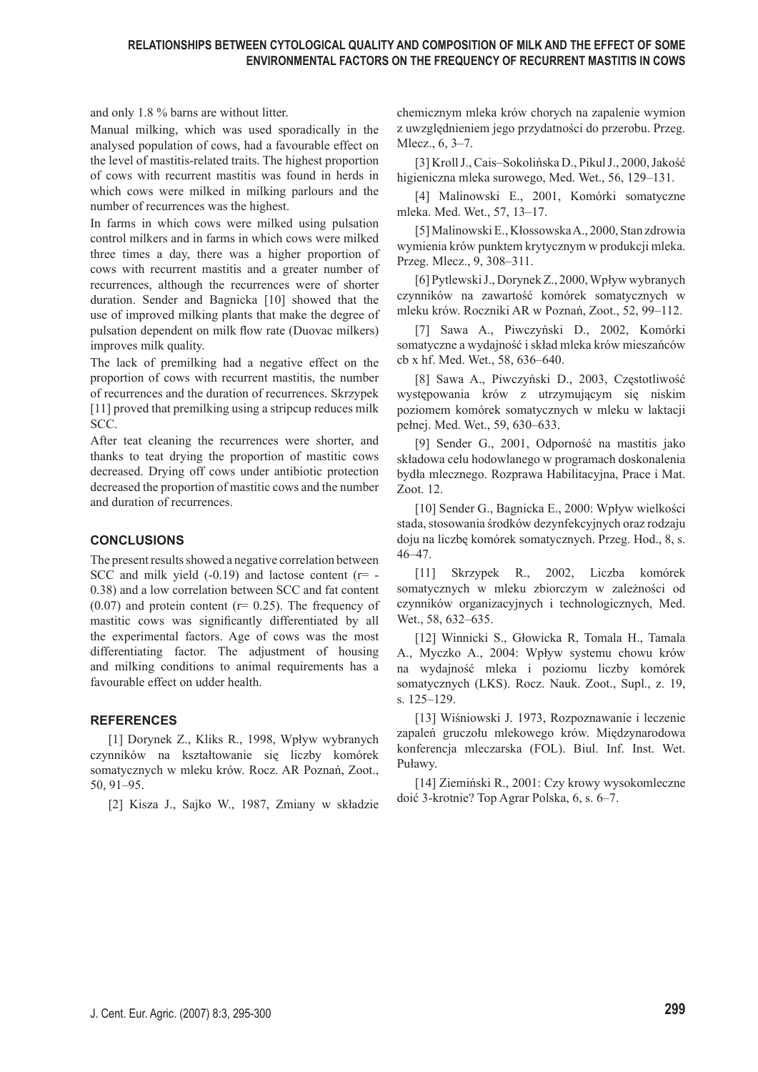and only 1.8 % barns are without litter.

Manual milking, which was used sporadically in the analysed population of cows, had a favourable effect on the level of mastitis-related traits. The highest proportion of cows with recurrent mastitis was found in herds in which cows were milked in milking parlours and the number of recurrences was the highest.

In farms in which cows were milked using pulsation control milkers and in farms in which cows were milked three times a day, there was a higher proportion of cows with recurrent mastitis and a greater number of recurrences, although the recurrences were of shorter duration. Sender and Bagnicka [10] showed that the use of improved milking plants that make the degree of pulsation dependent on milk flow rate (Duovac milkers) improves milk quality.

The lack of premilking had a negative effect on the proportion of cows with recurrent mastitis, the number of recurrences and the duration of recurrences. Skrzypek [11] proved that premilking using a stripcup reduces milk SCC.

After teat cleaning the recurrences were shorter, and thanks to teat drying the proportion of mastitic cows decreased. Drying off cows under antibiotic protection decreased the proportion of mastitic cows and the number and duration of recurrences.

## CONCLUSIONS

The present results showed a negative correlation between SCC and milk yield (-0.19) and lactose content (r= -0.38) and a low correlation between SCC and fat content (0.07) and protein content (r= 0.25). The frequency of mastitic cows was significantly differentiated by all the experimental factors. Age of cows was the most differentiating factor. The adjustment of housing and milking conditions to animal requirements has a favourable effect on udder health.

## REFERENCES

[1] Dorynek Z., Kliks R., 1998, Wpływ wybranych czynników na kształtowanie się liczby komórek somatycznych w mleku krów. Rocz. AR Poznań, Zoot., 50, 91–95.

[2] Kisza J., Sajko W., 1987, Zmiany w składzie chemicznym mleka krów chorych na zapalenie wymion z uwzględnieniem jego przydatności do przerobu. Przeg. Mlecz., 6, 3–7.

[3] Kroll J., Cais–Sokolińska D., Pikul J., 2000, Jakość higieniczna mleka surowego, Med. Wet., 56, 129–131.

[4] Malinowski E., 2001, Komórki somatyczne mleka. Med. Wet., 57, 13–17.

[5] Malinowski E., Kłossowska A., 2000, Stan zdrowia wymienia krów punktem krytycznym w produkcji mleka. Przeg. Mlecz., 9, 308–311.

[6] Pytlewski J., Dorynek Z., 2000, Wpływ wybranych czynników na zawartość komórek somatycznych w mleku krów. Roczniki AR w Poznań, Zoot., 52, 99–112.

[7] Sawa A., Piwczyński D., 2002, Komórki somatyczne a wydajność i skład mleka krów mieszańców cb x hf. Med. Wet., 58, 636–640.

[8] Sawa A., Piwczyński D., 2003, Częstotliwość występowania krów z utrzymującym się niskim poziomem komórek somatycznych w mleku w laktacji pełnej. Med. Wet., 59, 630–633.

[9] Sender G., 2001, Odporność na mastitis jako składowa celu hodowlanego w programach doskonalenia bydła mlecznego. Rozprawa Habilitacyjna, Prace i Mat. Zoot. 12.

[10] Sender G., Bagnicka E., 2000: Wpływ wielkości stada, stosowania środków dezynfekcyjnych oraz rodzaju doju na liczbę komórek somatycznych. Przeg. Hod., 8, s. 46–47.

[11] Skrzypek R., 2002, Liczba komórek somatycznych w mleku zbiorczym w zależności od czynników organizacyjnych i technologicznych, Med. Wet., 58, 632–635.

[12] Winnicki S., Głowicka R, Tomala H., Tamala A., Myczko A., 2004: Wpływ systemu chowu krów na wydajność mleka i poziomu liczby komórek somatycznych (LKS). Rocz. Nauk. Zoot., Supl., z. 19, s. 125–129.

[13] Wiśniowski J. 1973, Rozpoznawanie i leczenie zapaleń gruczołu mlekowego krów. Międzynarodowa konferencja mleczarska (FOL). Biul. Inf. Inst. Wet. Puławy.

[14] Ziemiński R., 2001: Czy krowy wysokomleczne doić 3-krotnie? Top Agrar Polska, 6, s. 6–7.